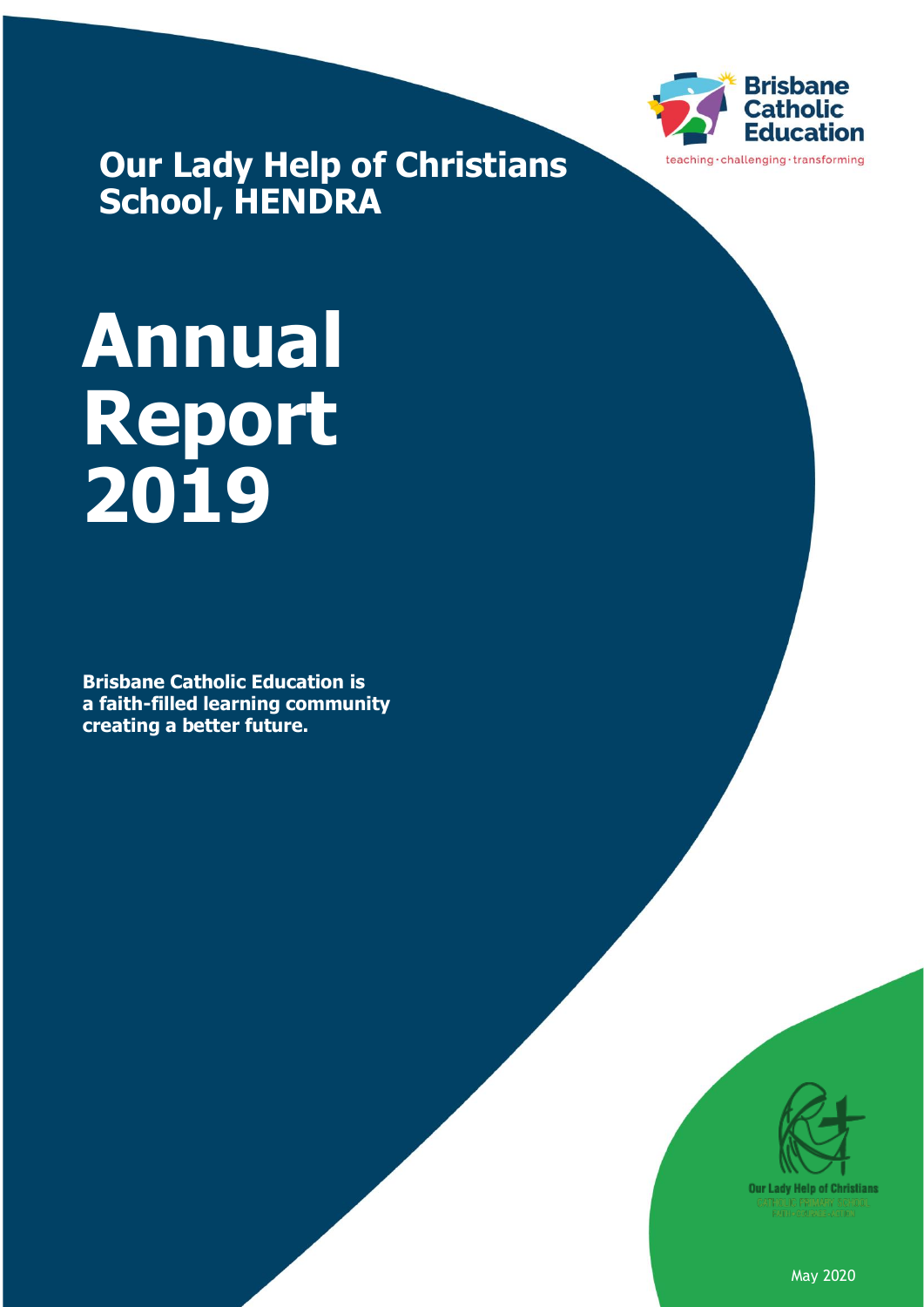Brisbane Catholic Education

teaching · challenging · transforming

## Our Lady Help of Christians School, HENDRA

# Annual Report 2019

**Brisbane Catholic Education is a faith-filled learning community creating a better future.**

Our Lady Help of Christians

May 2020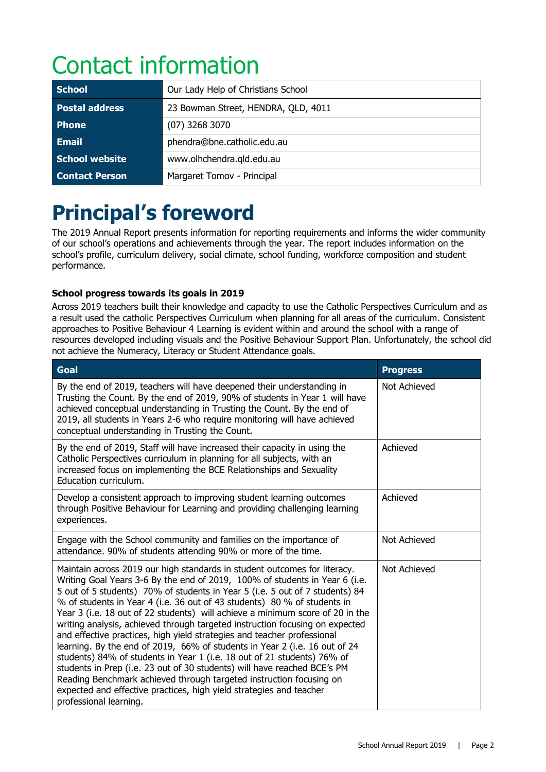# Contact information

| School | Our Lady Help of Christians School |
|---|---|
| Postal address | 23 Bowman Street, HENDRA, QLD, 4011 |
| Phone | (07) 3268 3070 |
| Email | phendra@bne.catholic.edu.au |
| School website | www.olhchendra.qld.edu.au |
| Contact Person | Margaret Tomov - Principal |

# Principal's foreword

The 2019 Annual Report presents information for reporting requirements and informs the wider community of our school's operations and achievements through the year. The report includes information on the school's profile, curriculum delivery, social climate, school funding, workforce composition and student performance.

### School progress towards its goals in 2019

Across 2019 teachers built their knowledge and capacity to use the Catholic Perspectives Curriculum and as a result used the catholic Perspectives Curriculum when planning for all areas of the curriculum. Consistent approaches to Positive Behaviour 4 Learning is evident within and around the school with a range of resources developed including visuals and the Positive Behaviour Support Plan. Unfortunately, the school did not achieve the Numeracy, Literacy or Student Attendance goals.

| Goal | Progress |
|---|---|
| By the end of 2019, teachers will have deepened their understanding in Trusting the Count. By the end of 2019, 90% of students in Year 1 will have achieved conceptual understanding in Trusting the Count. By the end of 2019, all students in Years 2-6 who require monitoring will have achieved conceptual understanding in Trusting the Count. | Not Achieved |
| By the end of 2019, Staff will have increased their capacity in using the Catholic Perspectives curriculum in planning for all subjects, with an increased focus on implementing the BCE Relationships and Sexuality Education curriculum. | Achieved |
| Develop a consistent approach to improving student learning outcomes through Positive Behaviour for Learning and providing challenging learning experiences. | Achieved |
| Engage with the School community and families on the importance of attendance. 90% of students attending 90% or more of the time. | Not Achieved |
| Maintain across 2019 our high standards in student outcomes for literacy. Writing Goal Years 3-6 By the end of 2019, 100% of students in Year 6 (i.e. 5 out of 5 students) 70% of students in Year 5 (i.e. 5 out of 7 students) 84 % of students in Year 4 (i.e. 36 out of 43 students) 80 % of students in Year 3 (i.e. 18 out of 22 students) will achieve a minimum score of 20 in the writing analysis, achieved through targeted instruction focusing on expected and effective practices, high yield strategies and teacher professional learning. By the end of 2019, 66% of students in Year 2 (i.e. 16 out of 24 students) 84% of students in Year 1 (i.e. 18 out of 21 students) 76% of students in Prep (i.e. 23 out of 30 students) will have reached BCE's PM Reading Benchmark achieved through targeted instruction focusing on expected and effective practices, high yield strategies and teacher professional learning. | Not Achieved |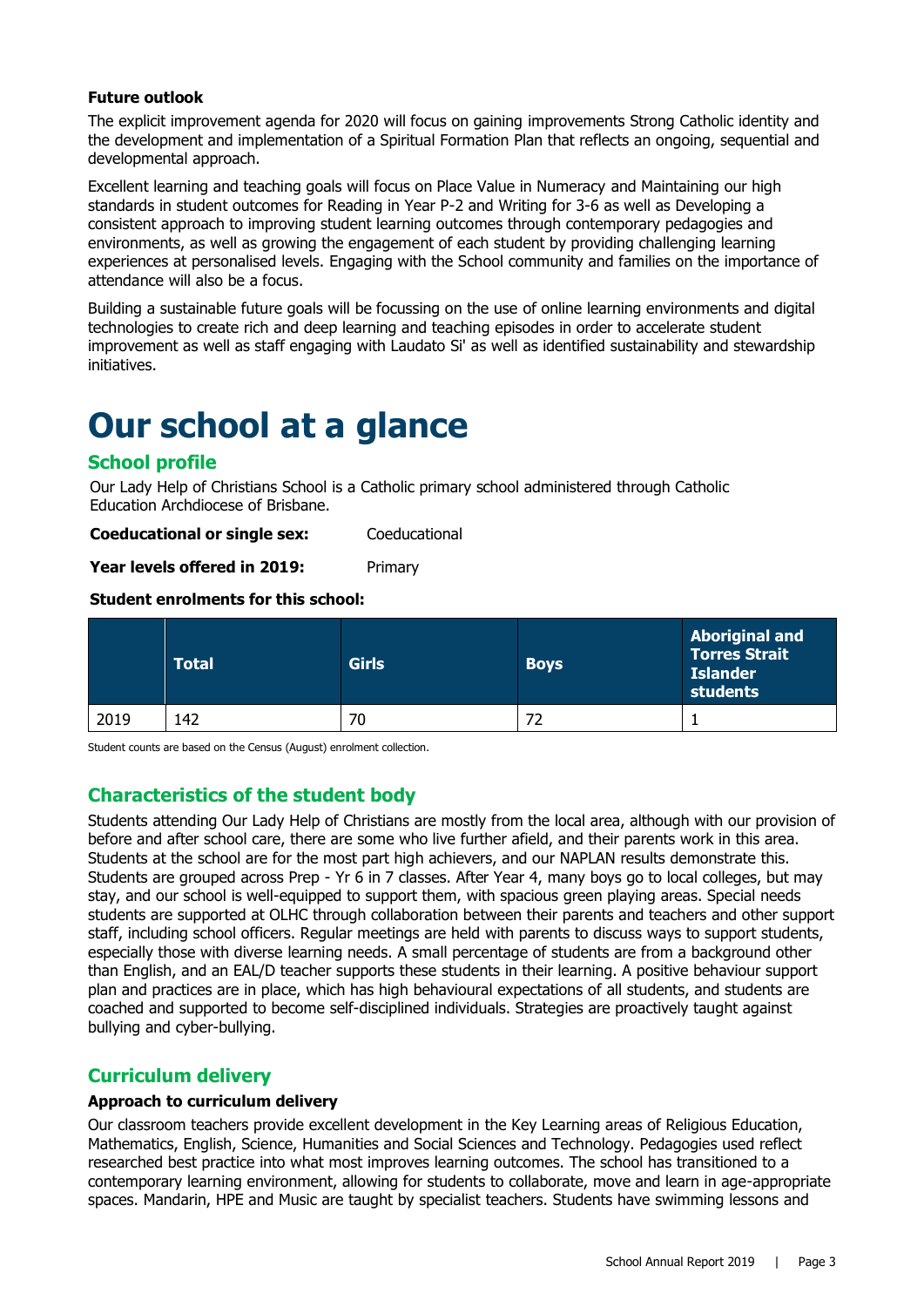**Future outlook**

The explicit improvement agenda for 2020 will focus on gaining improvements Strong Catholic identity and the development and implementation of a Spiritual Formation Plan that reflects an ongoing, sequential and developmental approach.

Excellent learning and teaching goals will focus on Place Value in Numeracy and Maintaining our high standards in student outcomes for Reading in Year P-2 and Writing for 3-6 as well as Developing a consistent approach to improving student learning outcomes through contemporary pedagogies and environments, as well as growing the engagement of each student by providing challenging learning experiences at personalised levels. Engaging with the School community and families on the importance of attendance will also be a focus.

Building a sustainable future goals will be focussing on the use of online learning environments and digital technologies to create rich and deep learning and teaching episodes in order to accelerate student improvement as well as staff engaging with Laudato Si' as well as identified sustainability and stewardship initiatives.

# Our school at a glance

## School profile

Our Lady Help of Christians School is a Catholic primary school administered through Catholic Education Archdiocese of Brisbane.

**Coeducational or single sex:** Coeducational

**Year levels offered in 2019:** Primary

**Student enrolments for this school:**

| | Total | Girls | Boys | Aboriginal and Torres Strait Islander students |
|---|---|---|---|---|
| 2019 | 142 | 70 | 72 | 1 |

Student counts are based on the Census (August) enrolment collection.

## Characteristics of the student body

Students attending Our Lady Help of Christians are mostly from the local area, although with our provision of before and after school care, there are some who live further afield, and their parents work in this area. Students at the school are for the most part high achievers, and our NAPLAN results demonstrate this. Students are grouped across Prep - Yr 6 in 7 classes. After Year 4, many boys go to local colleges, but may stay, and our school is well-equipped to support them, with spacious green playing areas. Special needs students are supported at OLHC through collaboration between their parents and teachers and other support staff, including school officers. Regular meetings are held with parents to discuss ways to support students, especially those with diverse learning needs. A small percentage of students are from a background other than English, and an EAL/D teacher supports these students in their learning. A positive behaviour support plan and practices are in place, which has high behavioural expectations of all students, and students are coached and supported to become self-disciplined individuals. Strategies are proactively taught against bullying and cyber-bullying.

## Curriculum delivery

**Approach to curriculum delivery**

Our classroom teachers provide excellent development in the Key Learning areas of Religious Education, Mathematics, English, Science, Humanities and Social Sciences and Technology. Pedagogies used reflect researched best practice into what most improves learning outcomes. The school has transitioned to a contemporary learning environment, allowing for students to collaborate, move and learn in age-appropriate spaces. Mandarin, HPE and Music are taught by specialist teachers. Students have swimming lessons and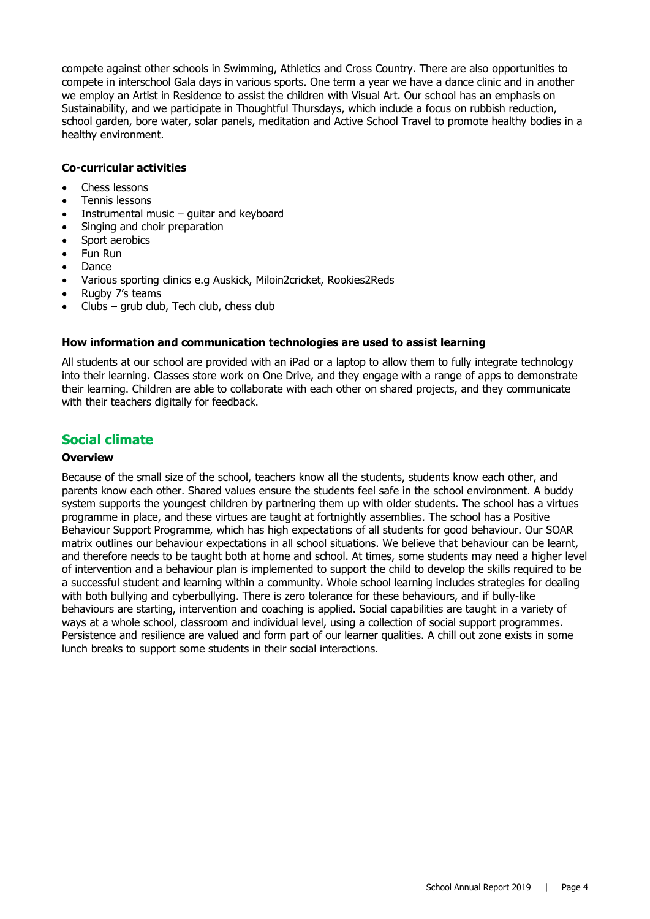compete against other schools in Swimming, Athletics and Cross Country. There are also opportunities to compete in interschool Gala days in various sports. One term a year we have a dance clinic and in another we employ an Artist in Residence to assist the children with Visual Art. Our school has an emphasis on Sustainability, and we participate in Thoughtful Thursdays, which include a focus on rubbish reduction, school garden, bore water, solar panels, meditation and Active School Travel to promote healthy bodies in a healthy environment.

**Co-curricular activities**

- Chess lessons
- Tennis lessons
- Instrumental music – guitar and keyboard
- Singing and choir preparation
- Sport aerobics
- Fun Run
- Dance
- Various sporting clinics e.g Auskick, Miloin2cricket, Rookies2Reds
- Rugby 7's teams
- Clubs – grub club, Tech club, chess club

**How information and communication technologies are used to assist learning**

All students at our school are provided with an iPad or a laptop to allow them to fully integrate technology into their learning. Classes store work on One Drive, and they engage with a range of apps to demonstrate their learning. Children are able to collaborate with each other on shared projects, and they communicate with their teachers digitally for feedback.

## Social climate

**Overview**

Because of the small size of the school, teachers know all the students, students know each other, and parents know each other. Shared values ensure the students feel safe in the school environment. A buddy system supports the youngest children by partnering them up with older students. The school has a virtues programme in place, and these virtues are taught at fortnightly assemblies. The school has a Positive Behaviour Support Programme, which has high expectations of all students for good behaviour. Our SOAR matrix outlines our behaviour expectations in all school situations. We believe that behaviour can be learnt, and therefore needs to be taught both at home and school. At times, some students may need a higher level of intervention and a behaviour plan is implemented to support the child to develop the skills required to be a successful student and learning within a community. Whole school learning includes strategies for dealing with both bullying and cyberbullying. There is zero tolerance for these behaviours, and if bully-like behaviours are starting, intervention and coaching is applied. Social capabilities are taught in a variety of ways at a whole school, classroom and individual level, using a collection of social support programmes. Persistence and resilience are valued and form part of our learner qualities. A chill out zone exists in some lunch breaks to support some students in their social interactions.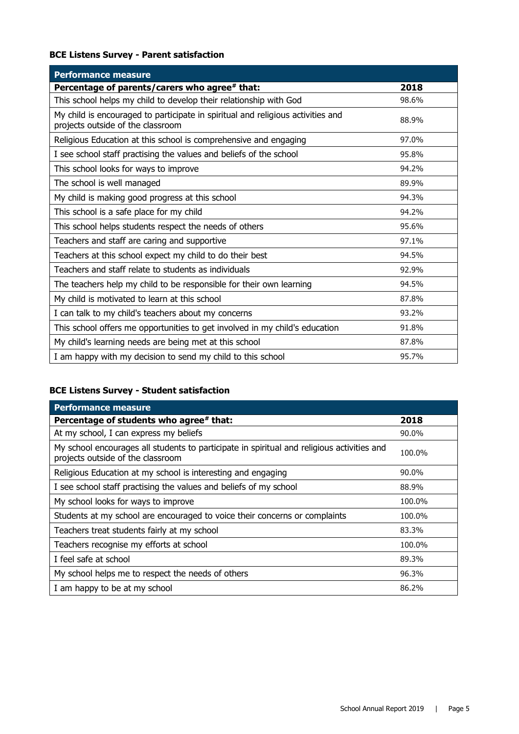**BCE Listens Survey - Parent satisfaction**

| Performance measure | |
|---|---|
| **Percentage of parents/carers who agree# that:** | **2018** |
| This school helps my child to develop their relationship with God | 98.6% |
| My child is encouraged to participate in spiritual and religious activities and projects outside of the classroom | 88.9% |
| Religious Education at this school is comprehensive and engaging | 97.0% |
| I see school staff practising the values and beliefs of the school | 95.8% |
| This school looks for ways to improve | 94.2% |
| The school is well managed | 89.9% |
| My child is making good progress at this school | 94.3% |
| This school is a safe place for my child | 94.2% |
| This school helps students respect the needs of others | 95.6% |
| Teachers and staff are caring and supportive | 97.1% |
| Teachers at this school expect my child to do their best | 94.5% |
| Teachers and staff relate to students as individuals | 92.9% |
| The teachers help my child to be responsible for their own learning | 94.5% |
| My child is motivated to learn at this school | 87.8% |
| I can talk to my child's teachers about my concerns | 93.2% |
| This school offers me opportunities to get involved in my child's education | 91.8% |
| My child's learning needs are being met at this school | 87.8% |
| I am happy with my decision to send my child to this school | 95.7% |

**BCE Listens Survey - Student satisfaction**

| Performance measure | |
|---|---|
| **Percentage of students who agree# that:** | **2018** |
| At my school, I can express my beliefs | 90.0% |
| My school encourages all students to participate in spiritual and religious activities and projects outside of the classroom | 100.0% |
| Religious Education at my school is interesting and engaging | 90.0% |
| I see school staff practising the values and beliefs of my school | 88.9% |
| My school looks for ways to improve | 100.0% |
| Students at my school are encouraged to voice their concerns or complaints | 100.0% |
| Teachers treat students fairly at my school | 83.3% |
| Teachers recognise my efforts at school | 100.0% |
| I feel safe at school | 89.3% |
| My school helps me to respect the needs of others | 96.3% |
| I am happy to be at my school | 86.2% |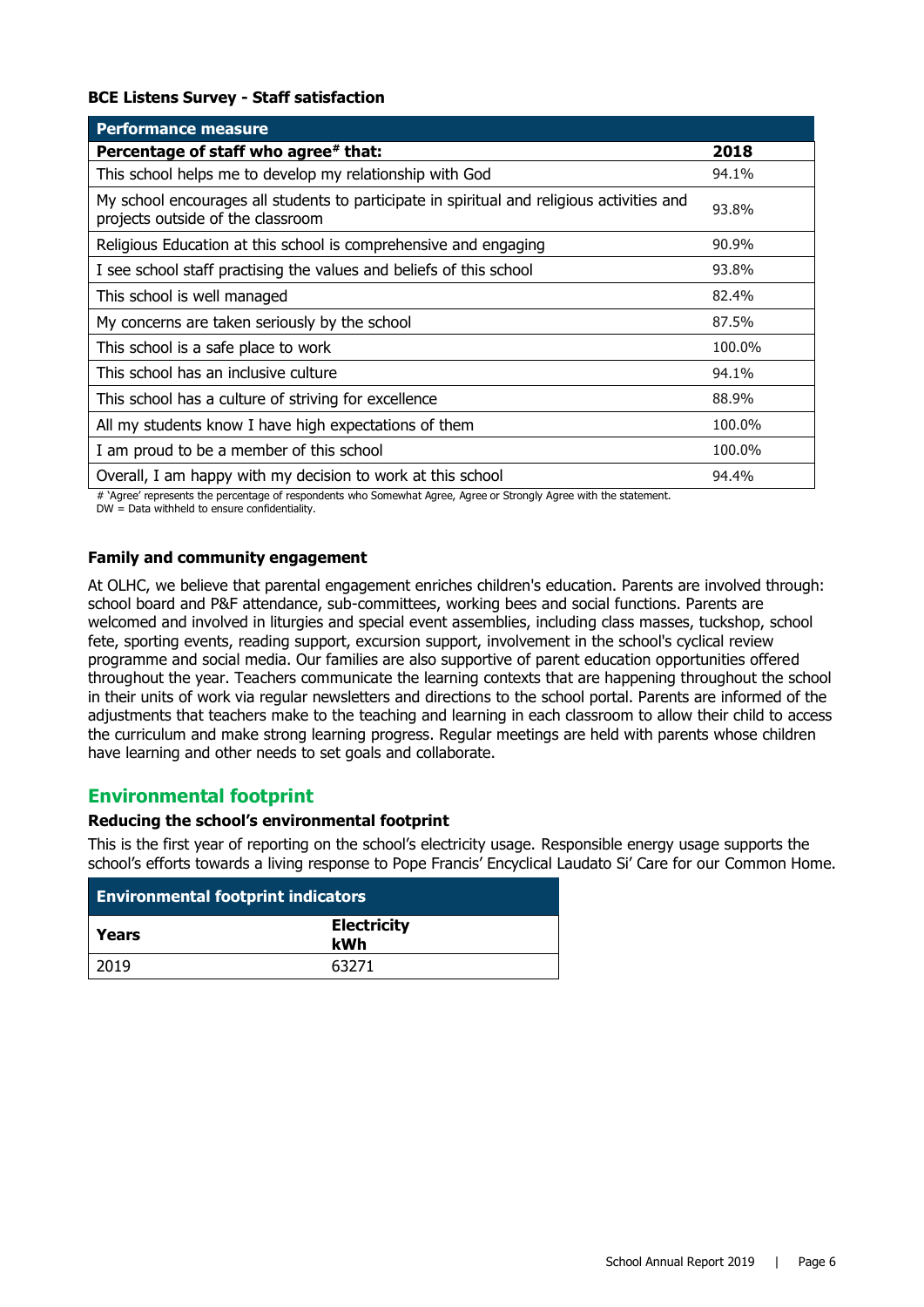**BCE Listens Survey - Staff satisfaction**

| Performance measure | |
|---|---|
| **Percentage of staff who agree# that:** | **2018** |
| This school helps me to develop my relationship with God | 94.1% |
| My school encourages all students to participate in spiritual and religious activities and projects outside of the classroom | 93.8% |
| Religious Education at this school is comprehensive and engaging | 90.9% |
| I see school staff practising the values and beliefs of this school | 93.8% |
| This school is well managed | 82.4% |
| My concerns are taken seriously by the school | 87.5% |
| This school is a safe place to work | 100.0% |
| This school has an inclusive culture | 94.1% |
| This school has a culture of striving for excellence | 88.9% |
| All my students know I have high expectations of them | 100.0% |
| I am proud to be a member of this school | 100.0% |
| Overall, I am happy with my decision to work at this school | 94.4% |

# 'Agree' represents the percentage of respondents who Somewhat Agree, Agree or Strongly Agree with the statement.
DW = Data withheld to ensure confidentiality.

**Family and community engagement**

At OLHC, we believe that parental engagement enriches children's education. Parents are involved through: school board and P&F attendance, sub-committees, working bees and social functions. Parents are welcomed and involved in liturgies and special event assemblies, including class masses, tuckshop, school fete, sporting events, reading support, excursion support, involvement in the school's cyclical review programme and social media. Our families are also supportive of parent education opportunities offered throughout the year. Teachers communicate the learning contexts that are happening throughout the school in their units of work via regular newsletters and directions to the school portal. Parents are informed of the adjustments that teachers make to the teaching and learning in each classroom to allow their child to access the curriculum and make strong learning progress. Regular meetings are held with parents whose children have learning and other needs to set goals and collaborate.

## Environmental footprint

**Reducing the school's environmental footprint**

This is the first year of reporting on the school's electricity usage. Responsible energy usage supports the school's efforts towards a living response to Pope Francis' Encyclical Laudato Si' Care for our Common Home.

| Environmental footprint indicators | |
|---|---|
| **Years** | **Electricity kWh** |
| 2019 | 63271 |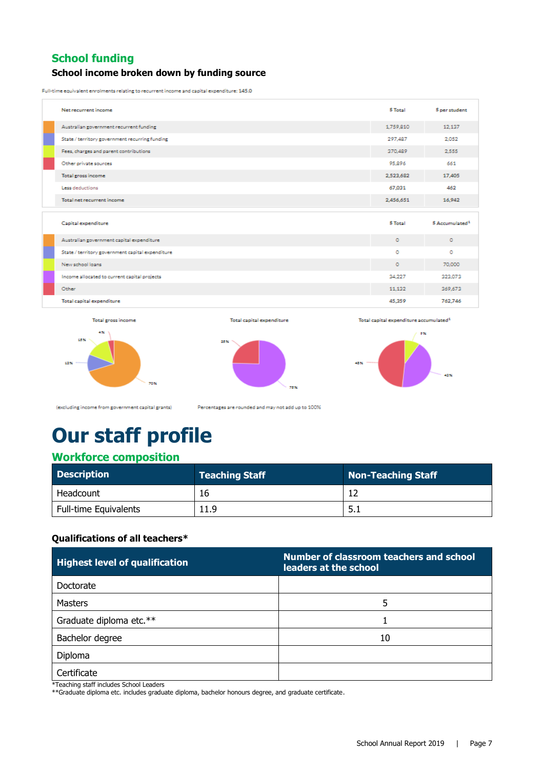## School funding

### School income broken down by funding source

Full-time equivalent enrolments relating to recurrent income and capital expenditure: 145.0

| Net recurrent income | $ Total | $ per student |
|---|---|---|
| Australian government recurrent funding | 1,759,810 | 12,137 |
| State / territory government recurring funding | 297,487 | 2,052 |
| Fees, charges and parent contributions | 370,489 | 2,555 |
| Other private sources | 95,896 | 661 |
| Total gross income | 2,523,682 | 17,405 |
| Less deductions | 67,031 | 462 |
| Total net recurrent income | 2,456,651 | 16,942 |

| Capital expenditure | $ Total | $ Accumulated[1] |
|---|---|---|
| Australian government capital expenditure | 0 | 0 |
| State / territory government capital expenditure | 0 | 0 |
| New school loans | 0 | 70,000 |
| Income allocated to current capital projects | 34,227 | 323,073 |
| Other | 11,132 | 369,673 |
| Total capital expenditure | 45,359 | 762,746 |

Total gross income: 70%, 12%, 15%, 4%

Total capital expenditure: 75%, 25%

Total capital expenditure accumulated[1]: 9%, 42%, 48%

(excluding income from government capital grants)

Percentages are rounded and may not add up to 100%

# Our staff profile

## Workforce composition

| Description | Teaching Staff | Non-Teaching Staff |
|---|---|---|
| Headcount | 16 | 12 |
| Full-time Equivalents | 11.9 | 5.1 |

### Qualifications of all teachers*

| Highest level of qualification | Number of classroom teachers and school leaders at the school |
|---|---|
| Doctorate | |
| Masters | 5 |
| Graduate diploma etc.** | 1 |
| Bachelor degree | 10 |
| Diploma | |
| Certificate | |

*Teaching staff includes School Leaders
**Graduate diploma etc. includes graduate diploma, bachelor honours degree, and graduate certificate.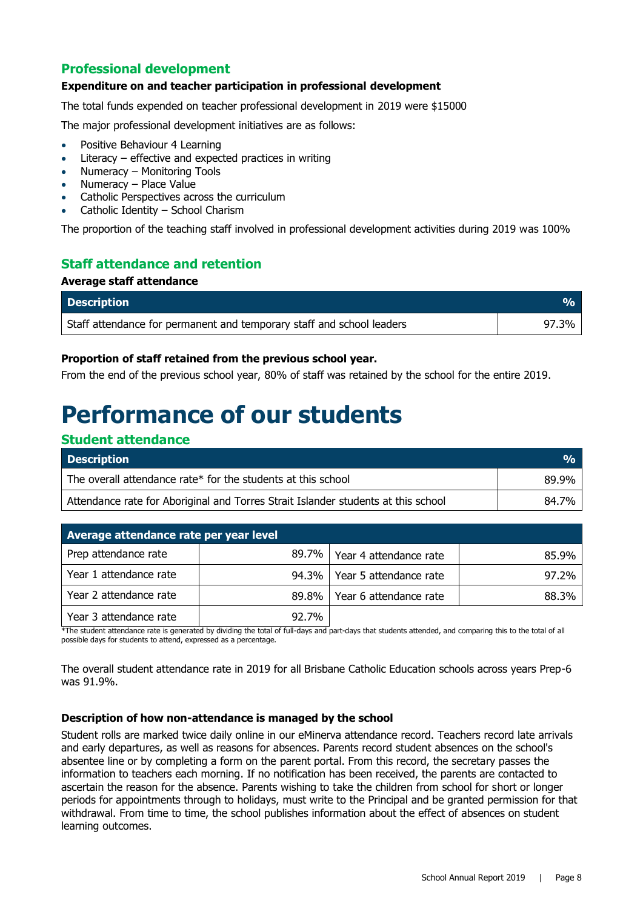## Professional development

**Expenditure on and teacher participation in professional development**

The total funds expended on teacher professional development in 2019 were $15000

The major professional development initiatives are as follows:

- Positive Behaviour 4 Learning
- Literacy – effective and expected practices in writing
- Numeracy – Monitoring Tools
- Numeracy – Place Value
- Catholic Perspectives across the curriculum
- Catholic Identity – School Charism

The proportion of the teaching staff involved in professional development activities during 2019 was 100%

## Staff attendance and retention

**Average staff attendance**

| Description | % |
|---|---|
| Staff attendance for permanent and temporary staff and school leaders | 97.3% |

**Proportion of staff retained from the previous school year.**

From the end of the previous school year, 80% of staff was retained by the school for the entire 2019.

# Performance of our students

## Student attendance

| Description | % |
|---|---|
| The overall attendance rate* for the students at this school | 89.9% |
| Attendance rate for Aboriginal and Torres Strait Islander students at this school | 84.7% |

| Average attendance rate per year level | | | |
|---|---|---|---|
| Prep attendance rate | 89.7% | Year 4 attendance rate | 85.9% |
| Year 1 attendance rate | 94.3% | Year 5 attendance rate | 97.2% |
| Year 2 attendance rate | 89.8% | Year 6 attendance rate | 88.3% |
| Year 3 attendance rate | 92.7% | | |

*The student attendance rate is generated by dividing the total of full-days and part-days that students attended, and comparing this to the total of all possible days for students to attend, expressed as a percentage.

The overall student attendance rate in 2019 for all Brisbane Catholic Education schools across years Prep-6 was 91.9%.

**Description of how non-attendance is managed by the school**

Student rolls are marked twice daily online in our eMinerva attendance record. Teachers record late arrivals and early departures, as well as reasons for absences. Parents record student absences on the school's absentee line or by completing a form on the parent portal. From this record, the secretary passes the information to teachers each morning. If no notification has been received, the parents are contacted to ascertain the reason for the absence. Parents wishing to take the children from school for short or longer periods for appointments through to holidays, must write to the Principal and be granted permission for that withdrawal. From time to time, the school publishes information about the effect of absences on student learning outcomes.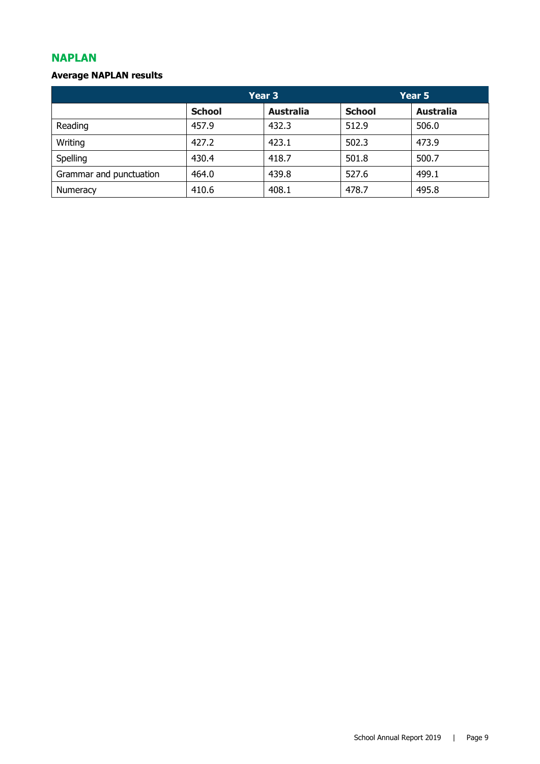## NAPLAN

### Average NAPLAN results

| | Year 3 | | Year 5 | |
|---|---|---|---|---|
| | **School** | **Australia** | **School** | **Australia** |
| Reading | 457.9 | 432.3 | 512.9 | 506.0 |
| Writing | 427.2 | 423.1 | 502.3 | 473.9 |
| Spelling | 430.4 | 418.7 | 501.8 | 500.7 |
| Grammar and punctuation | 464.0 | 439.8 | 527.6 | 499.1 |
| Numeracy | 410.6 | 408.1 | 478.7 | 495.8 |